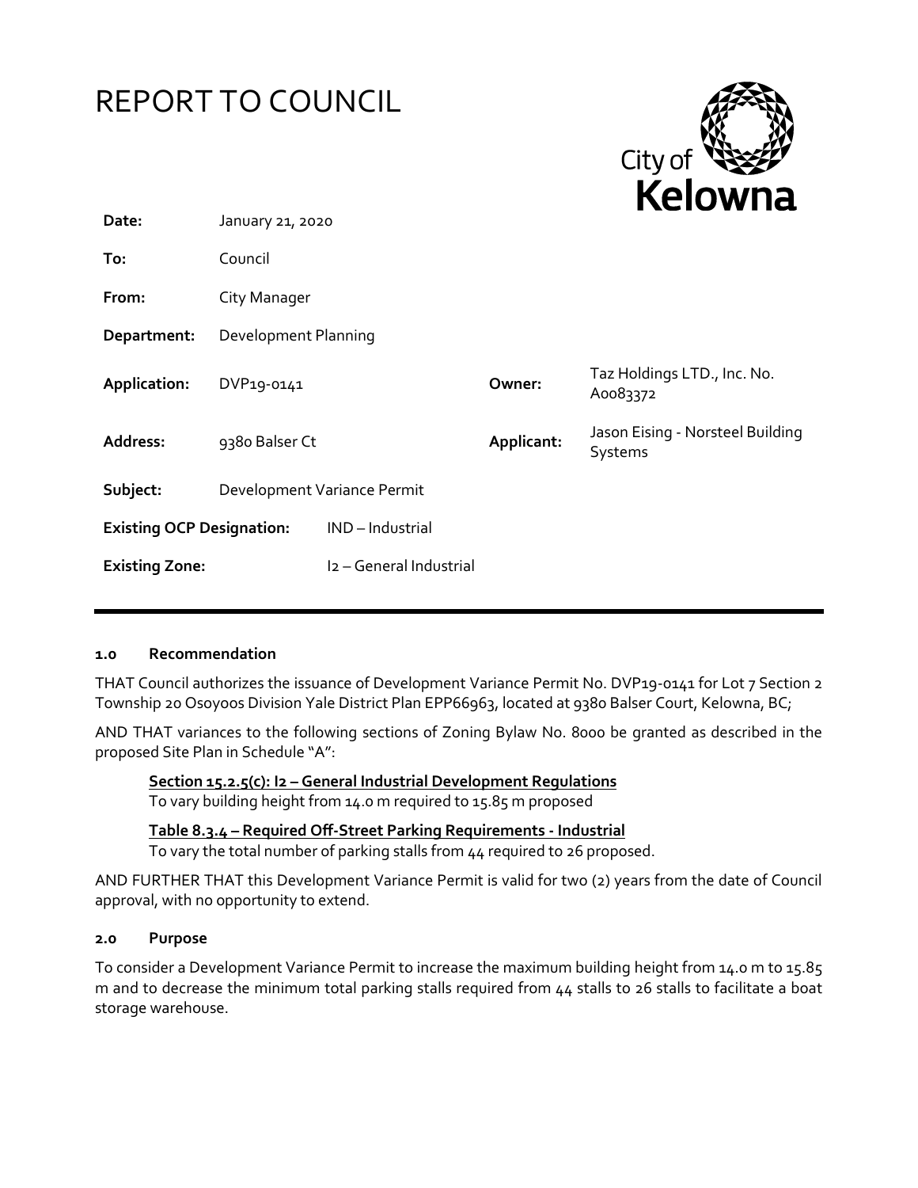# REPORT TO COUNCIL

City of Kelowna

| | | | |
|---|---|---|---|
| **Date:** | January 21, 2020 | | |
| **To:** | Council | | |
| **From:** | City Manager | | |
| **Department:** | Development Planning | | |
| **Application:** | DVP19-0141 | **Owner:** | Taz Holdings LTD., Inc. No. A0083372 |
| **Address:** | 9380 Balser Ct | **Applicant:** | Jason Eising - Norsteel Building Systems |
| **Subject:** | Development Variance Permit | | |
| **Existing OCP Designation:** | IND – Industrial | | |
| **Existing Zone:** | I2 – General Industrial | | |

## 1.0 Recommendation

THAT Council authorizes the issuance of Development Variance Permit No. DVP19-0141 for Lot 7 Section 2 Township 20 Osoyoos Division Yale District Plan EPP66963, located at 9380 Balser Court, Kelowna, BC;

AND THAT variances to the following sections of Zoning Bylaw No. 8000 be granted as described in the proposed Site Plan in Schedule "A":

**Section 15.2.5(c): I2 – General Industrial Development Regulations**
To vary building height from 14.0 m required to 15.85 m proposed

**Table 8.3.4 – Required Off-Street Parking Requirements - Industrial**
To vary the total number of parking stalls from 44 required to 26 proposed.

AND FURTHER THAT this Development Variance Permit is valid for two (2) years from the date of Council approval, with no opportunity to extend.

## 2.0 Purpose

To consider a Development Variance Permit to increase the maximum building height from 14.0 m to 15.85 m and to decrease the minimum total parking stalls required from 44 stalls to 26 stalls to facilitate a boat storage warehouse.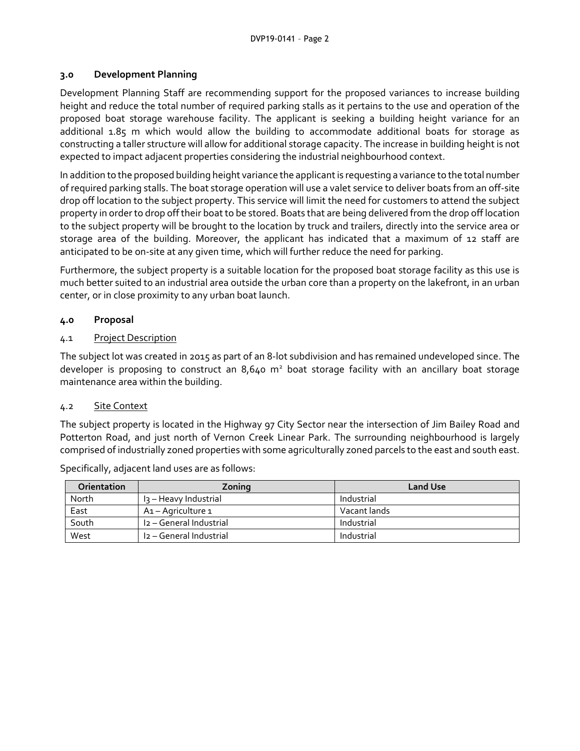## 3.0 Development Planning

Development Planning Staff are recommending support for the proposed variances to increase building height and reduce the total number of required parking stalls as it pertains to the use and operation of the proposed boat storage warehouse facility. The applicant is seeking a building height variance for an additional 1.85 m which would allow the building to accommodate additional boats for storage as constructing a taller structure will allow for additional storage capacity. The increase in building height is not expected to impact adjacent properties considering the industrial neighbourhood context.

In addition to the proposed building height variance the applicant is requesting a variance to the total number of required parking stalls. The boat storage operation will use a valet service to deliver boats from an off-site drop off location to the subject property. This service will limit the need for customers to attend the subject property in order to drop off their boat to be stored. Boats that are being delivered from the drop off location to the subject property will be brought to the location by truck and trailers, directly into the service area or storage area of the building. Moreover, the applicant has indicated that a maximum of 12 staff are anticipated to be on-site at any given time, which will further reduce the need for parking.

Furthermore, the subject property is a suitable location for the proposed boat storage facility as this use is much better suited to an industrial area outside the urban core than a property on the lakefront, in an urban center, or in close proximity to any urban boat launch.

## 4.0 Proposal

### 4.1 Project Description

The subject lot was created in 2015 as part of an 8-lot subdivision and has remained undeveloped since. The developer is proposing to construct an 8,640 $m^2$ boat storage facility with an ancillary boat storage maintenance area within the building.

### 4.2 Site Context

The subject property is located in the Highway 97 City Sector near the intersection of Jim Bailey Road and Potterton Road, and just north of Vernon Creek Linear Park. The surrounding neighbourhood is largely comprised of industrially zoned properties with some agriculturally zoned parcels to the east and south east.

Specifically, adjacent land uses are as follows:

| Orientation | Zoning | Land Use |
|---|---|---|
| North | I3 – Heavy Industrial | Industrial |
| East | A1 – Agriculture 1 | Vacant lands |
| South | I2 – General Industrial | Industrial |
| West | I2 – General Industrial | Industrial |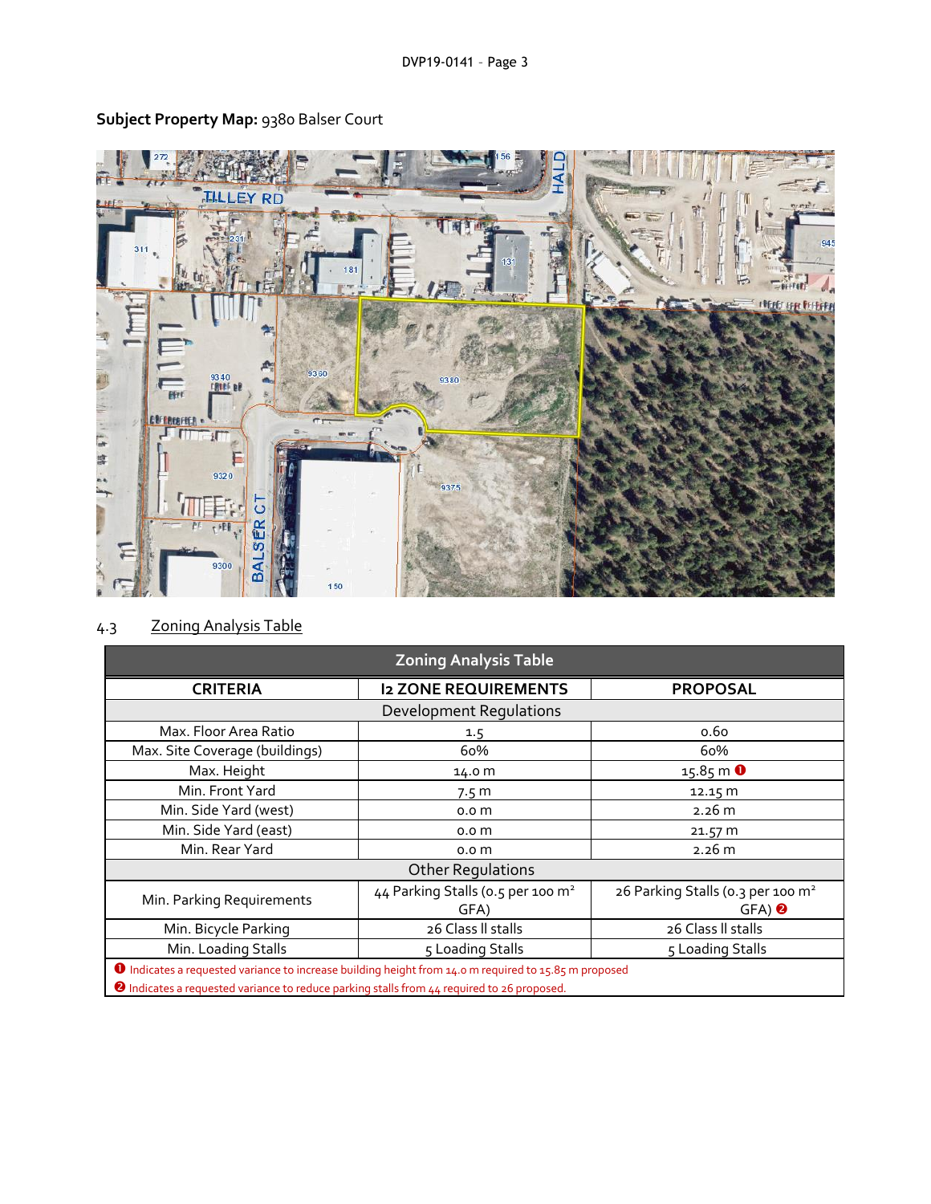**Subject Property Map:** 9380 Balser Court

## 4.3 Zoning Analysis Table

| Zoning Analysis Table | | |
|---|---|---|
| **CRITERIA** | **I2 ZONE REQUIREMENTS** | **PROPOSAL** |
| Development Regulations | | |
| Max. Floor Area Ratio | 1.5 | 0.60 |
| Max. Site Coverage (buildings) | 60% | 60% |
| Max. Height | 14.0 m | 15.85 m ❶ |
| Min. Front Yard | 7.5 m | 12.15 m |
| Min. Side Yard (west) | 0.0 m | 2.26 m |
| Min. Side Yard (east) | 0.0 m | 21.57 m |
| Min. Rear Yard | 0.0 m | 2.26 m |
| Other Regulations | | |
| Min. Parking Requirements | 44 Parking Stalls (0.5 per 100 $m^2$ GFA) | 26 Parking Stalls (0.3 per 100 $m^2$ GFA) ❷ |
| Min. Bicycle Parking | 26 Class II stalls | 26 Class II stalls |
| Min. Loading Stalls | 5 Loading Stalls | 5 Loading Stalls |

❶ Indicates a requested variance to increase building height from 14.0 m required to 15.85 m proposed

❷ Indicates a requested variance to reduce parking stalls from 44 required to 26 proposed.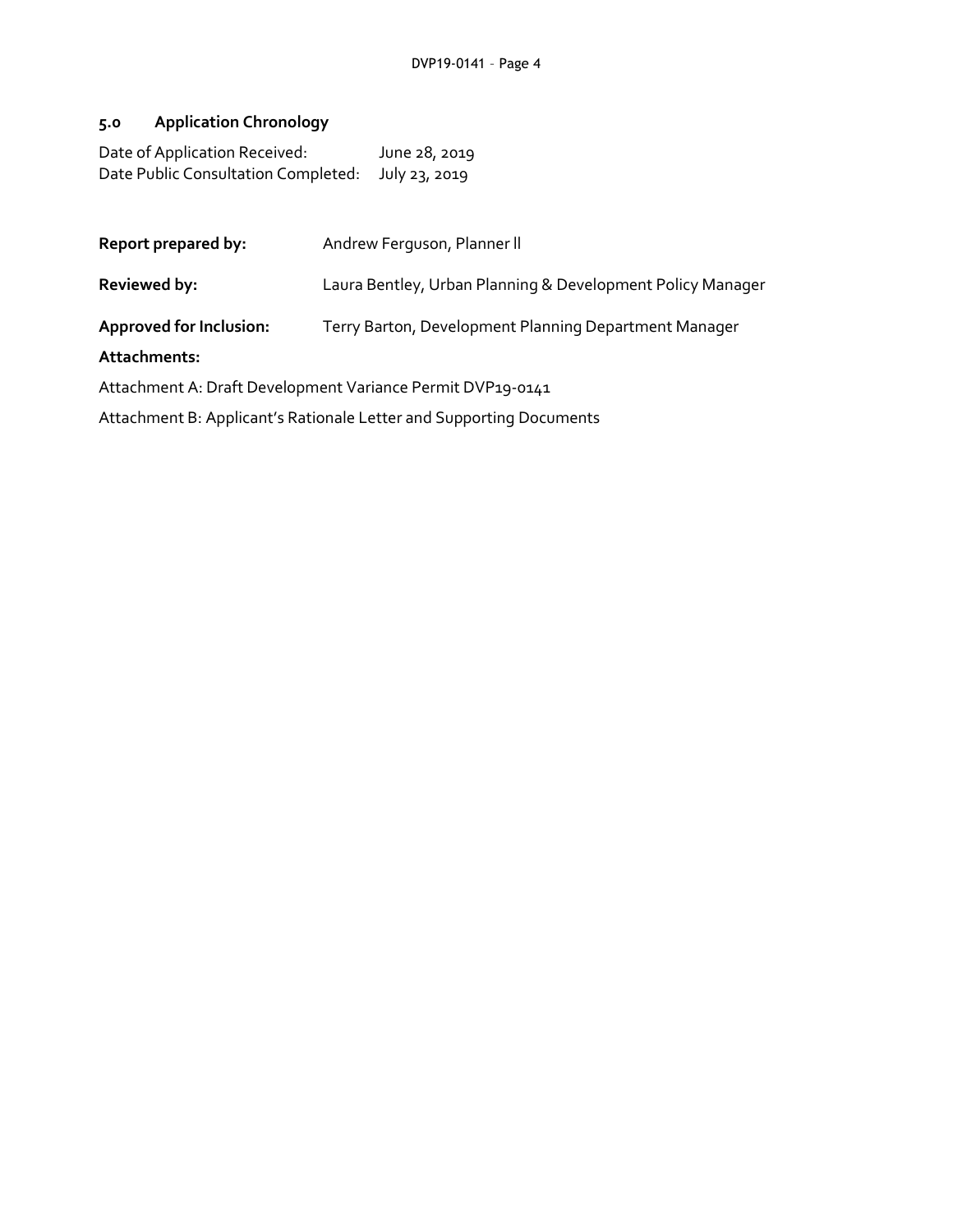## 5.0 Application Chronology

Date of Application Received: June 28, 2019
Date Public Consultation Completed: July 23, 2019

**Report prepared by:** Andrew Ferguson, Planner ll

**Reviewed by:** Laura Bentley, Urban Planning & Development Policy Manager

**Approved for Inclusion:** Terry Barton, Development Planning Department Manager

**Attachments:**

Attachment A: Draft Development Variance Permit DVP19-0141

Attachment B: Applicant's Rationale Letter and Supporting Documents